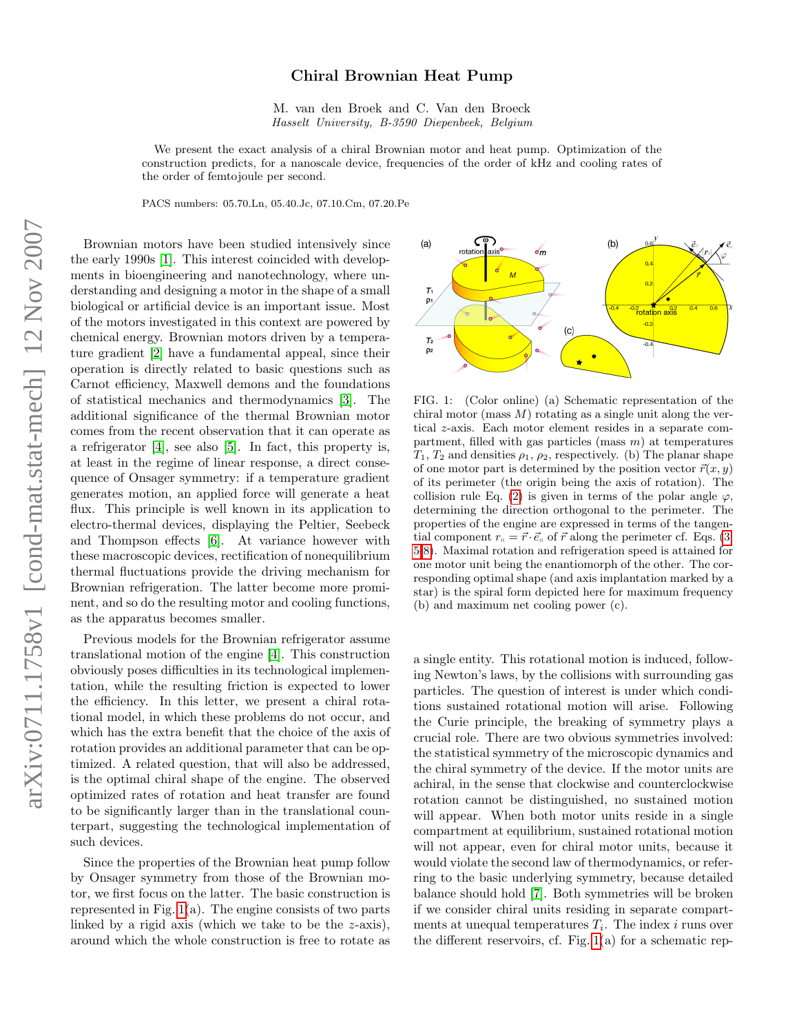# Chiral Brownian Heat Pump

M. van den Broek and C. Van den Broeck

*Hasselt University, B-3590 Diepenbeek, Belgium*

We present the exact analysis of a chiral Brownian motor and heat pump. Optimization of the construction predicts, for a nanoscale device, frequencies of the order of kHz and cooling rates of the order of femtojoule per second.

PACS numbers: 05.70.Ln, 05.40.Jc, 07.10.Cm, 07.20.Pe

Brownian motors have been studied intensively since the early 1990s [1]. This interest coincided with developments in bioengineering and nanotechnology, where understanding and designing a motor in the shape of a small biological or artificial device is an important issue. Most of the motors investigated in this context are powered by chemical energy. Brownian motors driven by a temperature gradient [2] have a fundamental appeal, since their operation is directly related to basic questions such as Carnot efficiency, Maxwell demons and the foundations of statistical mechanics and thermodynamics [3]. The additional significance of the thermal Brownian motor comes from the recent observation that it can operate as a refrigerator [4], see also [5]. In fact, this property is, at least in the regime of linear response, a direct consequence of Onsager symmetry: if a temperature gradient generates motion, an applied force will generate a heat flux. This principle is well known in its application to electro-thermal devices, displaying the Peltier, Seebeck and Thompson effects [6]. At variance however with these macroscopic devices, rectification of nonequilibrium thermal fluctuations provide the driving mechanism for Brownian refrigeration. The latter become more prominent, and so do the resulting motor and cooling functions, as the apparatus becomes smaller.

Previous models for the Brownian refrigerator assume translational motion of the engine [4]. This construction obviously poses difficulties in its technological implementation, while the resulting friction is expected to lower the efficiency. In this letter, we present a chiral rotational model, in which these problems do not occur, and which has the extra benefit that the choice of the axis of rotation provides an additional parameter that can be optimized. A related question, that will also be addressed, is the optimal chiral shape of the engine. The observed optimized rates of rotation and heat transfer are found to be significantly larger than in the translational counterpart, suggesting the technological implementation of such devices.

Since the properties of the Brownian heat pump follow by Onsager symmetry from those of the Brownian motor, we first focus on the latter. The basic construction is represented in Fig. 1(a). The engine consists of two parts linked by a rigid axis (which we take to be the $z$-axis), around which the whole construction is free to rotate as a single entity. This rotational motion is induced, following Newton's laws, by the collisions with surrounding gas particles. The question of interest is under which conditions sustained rotational motion will arise. Following the Curie principle, the breaking of symmetry plays a crucial role. There are two obvious symmetries involved: the statistical symmetry of the microscopic dynamics and the chiral symmetry of the device. If the motor units are achiral, in the sense that clockwise and counterclockwise rotation cannot be distinguished, no sustained motion will appear. When both motor units reside in a single compartment at equilibrium, sustained rotational motion will not appear, even for chiral motor units, because it would violate the second law of thermodynamics, or referring to the basic underlying symmetry, because detailed balance should hold [7]. Both symmetries will be broken if we consider chiral units residing in separate compartments at unequal temperatures $T_i$. The index $i$ runs over the different reservoirs, cf. Fig. 1(a) for a schematic rep-

FIG. 1: (Color online) (a) Schematic representation of the chiral motor (mass $M$) rotating as a single unit along the vertical $z$-axis. Each motor element resides in a separate compartment, filled with gas particles (mass $m$) at temperatures $T_1$, $T_2$ and densities $\rho_1$, $\rho_2$, respectively. (b) The planar shape of one motor part is determined by the position vector $\vec{r}(x, y)$ of its perimeter (the origin being the axis of rotation). The collision rule Eq. (2) is given in terms of the polar angle $\varphi$, determining the direction orthogonal to the perimeter. The properties of the engine are expressed in terms of the tangential component $r_{\parallel} = \vec{r} \cdot \vec{e}_{\parallel}$ of $\vec{r}$ along the perimeter cf. Eqs. (3, 5-8). Maximal rotation and refrigeration speed is attained for one motor unit being the enantiomorph of the other. The corresponding optimal shape (and axis implantation marked by a star) is the spiral form depicted here for maximum frequency (b) and maximum net cooling power (c).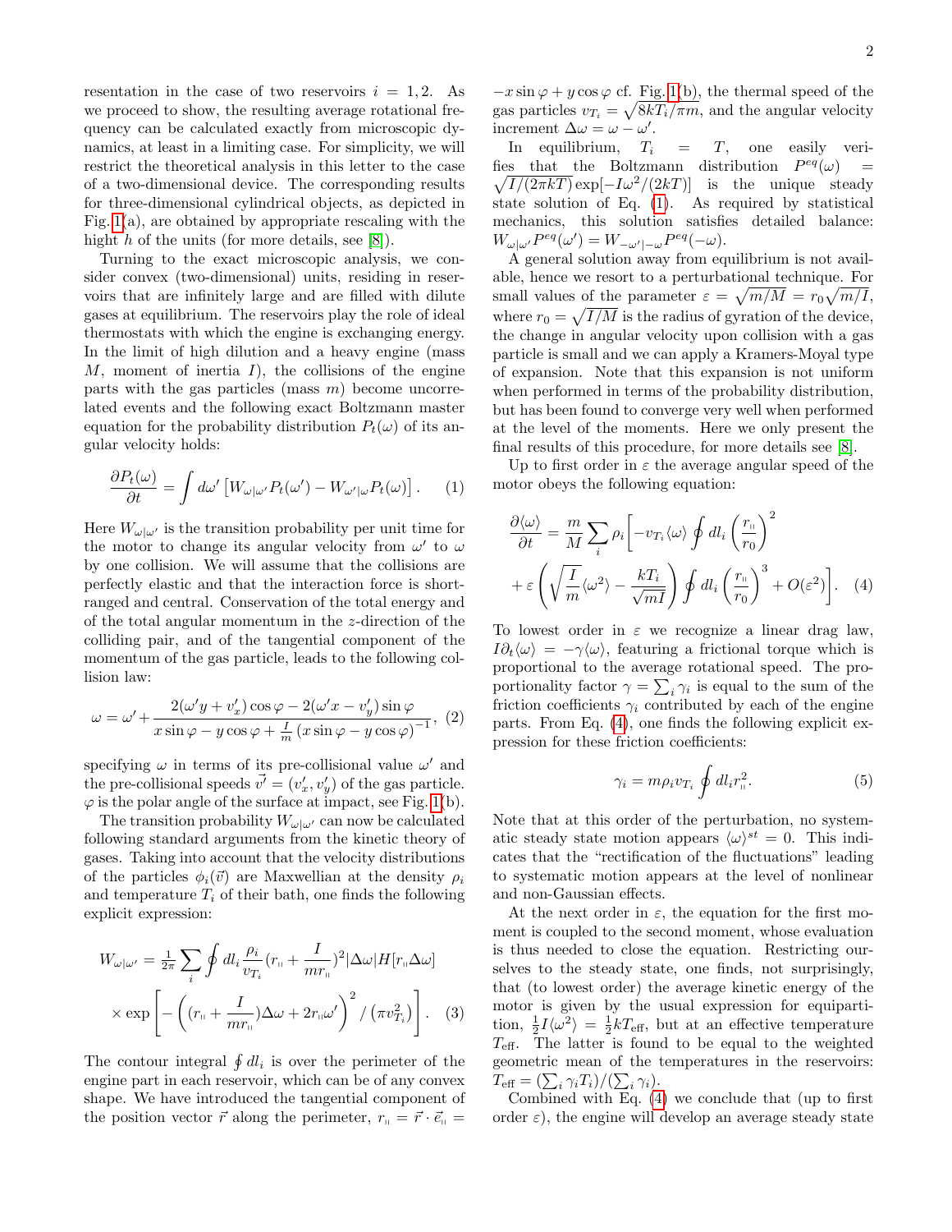resentation in the case of two reservoirs $i = 1, 2$. As we proceed to show, the resulting average rotational frequency can be calculated exactly from microscopic dynamics, at least in a limiting case. For simplicity, we will restrict the theoretical analysis in this letter to the case of a two-dimensional device. The corresponding results for three-dimensional cylindrical objects, as depicted in Fig. 1(a), are obtained by appropriate rescaling with the hight $h$ of the units (for more details, see [8]).

Turning to the exact microscopic analysis, we consider convex (two-dimensional) units, residing in reservoirs that are infinitely large and are filled with dilute gases at equilibrium. The reservoirs play the role of ideal thermostats with which the engine is exchanging energy. In the limit of high dilution and a heavy engine (mass $M$, moment of inertia $I$), the collisions of the engine parts with the gas particles (mass $m$) become uncorrelated events and the following exact Boltzmann master equation for the probability distribution $P_t(\omega)$ of its angular velocity holds:

$$\frac{\partial P_t(\omega)}{\partial t} = \int d\omega' \left[ W_{\omega|\omega'} P_t(\omega') - W_{\omega'|\omega} P_t(\omega) \right]. \quad (1)$$

Here $W_{\omega|\omega'}$ is the transition probability per unit time for the motor to change its angular velocity from $\omega'$ to $\omega$ by one collision. We will assume that the collisions are perfectly elastic and that the interaction force is short-ranged and central. Conservation of the total energy and of the total angular momentum in the $z$-direction of the colliding pair, and of the tangential component of the momentum of the gas particle, leads to the following collision law:

$$\omega = \omega' + \frac{2(\omega' y + v'_x)\cos\varphi - 2(\omega' x - v'_y)\sin\varphi}{x \sin\varphi - y\cos\varphi + \frac{I}{m}\left(x\sin\varphi - y\cos\varphi\right)^{-1}}, \quad (2)$$

specifying $\omega$ in terms of its pre-collisional value $\omega'$ and the pre-collisional speeds $\vec{v'} = (v'_x, v'_y)$ of the gas particle. $\varphi$ is the polar angle of the surface at impact, see Fig. 1(b).

The transition probability $W_{\omega|\omega'}$ can now be calculated following standard arguments from the kinetic theory of gases. Taking into account that the velocity distributions of the particles $\phi_i(\vec{v})$ are Maxwellian at the density $\rho_i$ and temperature $T_i$ of their bath, one finds the following explicit expression:

$$W_{\omega|\omega'} = \frac{1}{2\pi} \sum_i \oint dl_i \frac{\rho_i}{v_{T_i}} (r_{\shortparallel} + \frac{I}{m r_{\shortparallel}})^2 |\Delta\omega| H[r_{\shortparallel}\Delta\omega] \times \exp\left[ -\left( (r_{\shortparallel} + \frac{I}{m r_{\shortparallel}})\Delta\omega + 2 r_{\shortparallel}\omega' \right)^2 / \left(\pi v_{T_i}^2\right) \right]. \quad (3)$$

The contour integral $\oint dl_i$ is over the perimeter of the engine part in each reservoir, which can be of any convex shape. We have introduced the tangential component of the position vector $\vec{r}$ along the perimeter, $r_{\shortparallel} = \vec{r}\cdot\vec{e}_{\shortparallel} = -x\sin\varphi + y\cos\varphi$ cf. Fig. 1(b), the thermal speed of the gas particles $v_{T_i} = \sqrt{8kT_i/\pi m}$, and the angular velocity increment $\Delta\omega = \omega - \omega'$.

In equilibrium, $T_i = T$, one easily verifies that the Boltzmann distribution $P^{eq}(\omega) = \sqrt{I/(2\pi kT)}\exp[-I\omega^2/(2kT)]$ is the unique steady state solution of Eq. (1). As required by statistical mechanics, this solution satisfies detailed balance: $W_{\omega|\omega'}P^{eq}(\omega') = W_{-\omega'|-\omega}P^{eq}(-\omega)$.

A general solution away from equilibrium is not available, hence we resort to a perturbational technique. For small values of the parameter $\varepsilon = \sqrt{m/M} = r_0\sqrt{m/I}$, where $r_0 = \sqrt{I/M}$ is the radius of gyration of the device, the change in angular velocity upon collision with a gas particle is small and we can apply a Kramers-Moyal type of expansion. Note that this expansion is not uniform when performed in terms of the probability distribution, but has been found to converge very well when performed at the level of the moments. Here we only present the final results of this procedure, for more details see [8].

Up to first order in $\varepsilon$ the average angular speed of the motor obeys the following equation:

$$\frac{\partial\langle\omega\rangle}{\partial t} = \frac{m}{M}\sum_i \rho_i \left[ -v_{T_i}\langle\omega\rangle \oint dl_i \left(\frac{r_{\shortparallel}}{r_0}\right)^2 + \varepsilon\left(\sqrt{\frac{I}{m}}\langle\omega^2\rangle - \frac{kT_i}{\sqrt{mI}}\right) \oint dl_i \left(\frac{r_{\shortparallel}}{r_0}\right)^3 + O(\varepsilon^2) \right]. \quad (4)$$

To lowest order in $\varepsilon$ we recognize a linear drag law, $I\partial_t\langle\omega\rangle = -\gamma\langle\omega\rangle$, featuring a frictional torque which is proportional to the average rotational speed. The proportionality factor $\gamma = \sum_i \gamma_i$ is equal to the sum of the friction coefficients $\gamma_i$ contributed by each of the engine parts. From Eq. (4), one finds the following explicit expression for these friction coefficients:

$$\gamma_i = m\rho_i v_{T_i} \oint dl_i r_{\shortparallel}^2. \quad (5)$$

Note that at this order of the perturbation, no systematic steady state motion appears $\langle\omega\rangle^{st} = 0$. This indicates that the "rectification of the fluctuations" leading to systematic motion appears at the level of nonlinear and non-Gaussian effects.

At the next order in $\varepsilon$, the equation for the first moment is coupled to the second moment, whose evaluation is thus needed to close the equation. Restricting ourselves to the steady state, one finds, not surprisingly, that (to lowest order) the average kinetic energy of the motor is given by the usual expression for equipartition, $\frac{1}{2}I\langle\omega^2\rangle = \frac{1}{2}kT_{\text{eff}}$, but at an effective temperature $T_{\text{eff}}$. The latter is found to be equal to the weighted geometric mean of the temperatures in the reservoirs: $T_{\text{eff}} = (\sum_i \gamma_i T_i)/(\sum_i \gamma_i)$.

Combined with Eq. (4) we conclude that (up to first order $\varepsilon$), the engine will develop an average steady state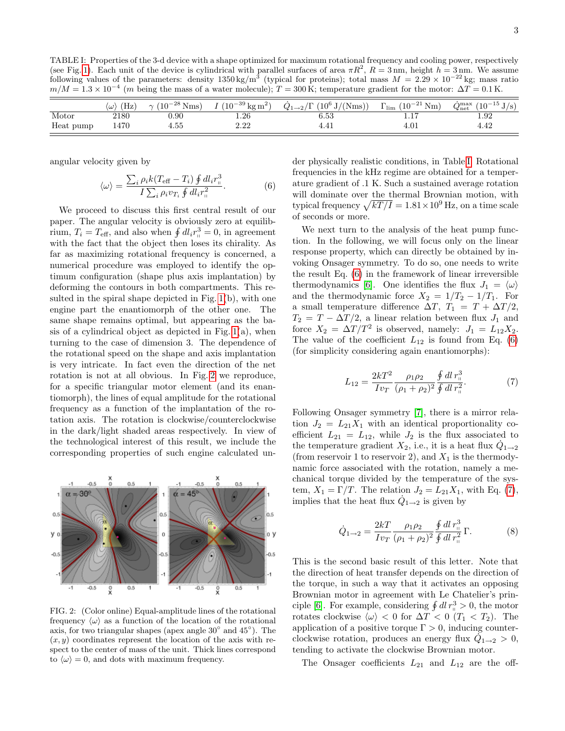TABLE I: Properties of the 3-d device with a shape optimized for maximum rotational frequency and cooling power, respectively (see Fig. 1). Each unit of the device is cylindrical with parallel surfaces of area $\pi R^2$, $R = 3\,\mathrm{nm}$, height $h = 3\,\mathrm{nm}$. We assume following values of the parameters: density $1350\,\mathrm{kg/m^3}$ (typical for proteins); total mass $M = 2.29 \times 10^{-22}\,\mathrm{kg}$; mass ratio $m/M = 1.3 \times 10^{-4}$ ($m$ being the mass of a water molecule); $T = 300\,\mathrm{K}$; temperature gradient for the motor: $\Delta T = 0.1\,\mathrm{K}$.

| | $\langle\omega\rangle$ (Hz) | $\gamma$ ($10^{-28}$ Nms) | $I$ ($10^{-39}\,\mathrm{kg\,m^2}$) | $\dot{Q}_{1\to 2}/\Gamma$ ($10^6$ J/(Nms)) | $\Gamma_{\mathrm{lim}}$ ($10^{-21}$ Nm) | $\dot{Q}_{\mathrm{net}}^{\mathrm{max}}$ ($10^{-15}$ J/s) |
|---|---|---|---|---|---|---|
| Motor | 2180 | 0.90 | 1.26 | 6.53 | 1.17 | 1.92 |
| Heat pump | 1470 | 4.55 | 2.22 | 4.41 | 4.01 | 4.42 |

angular velocity given by

$$\langle\omega\rangle = \frac{\sum_i \rho_i k(T_{\mathrm{eff}} - T_i) \oint dl_i r_{\shortparallel}^3}{I \sum_i \rho_i v_{T_i} \oint dl_i r_{\shortparallel}^2}. \tag{6}$$

We proceed to discuss this first central result of our paper. The angular velocity is obviously zero at equilibrium, $T_i = T_{\mathrm{eff}}$, and also when $\oint dl_i r_{\shortparallel}^3 = 0$, in agreement with the fact that the object then loses its chirality. As far as maximizing rotational frequency is concerned, a numerical procedure was employed to identify the optimum configuration (shape plus axis implantation) by deforming the contours in both compartments. This resulted in the spiral shape depicted in Fig. 1(b), with one engine part the enantiomorph of the other one. The same shape remains optimal, but appearing as the basis of a cylindrical object as depicted in Fig. 1(a), when turning to the case of dimension 3. The dependence of the rotational speed on the shape and axis implantation is very intricate. In fact even the direction of the net rotation is not at all obvious. In Fig. 2 we reproduce, for a specific triangular motor element (and its enantiomorph), the lines of equal amplitude for the rotational frequency as a function of the implantation of the rotation axis. The rotation is clockwise/counterclockwise in the dark/light shaded areas respectively. In view of the technological interest of this result, we include the corresponding properties of such engine calculated under physically realistic conditions, in Table I. Rotational frequencies in the kHz regime are obtained for a temperature gradient of .1 K. Such a sustained average rotation will dominate over the thermal Brownian motion, with typical frequency $\sqrt{kT/I} = 1.81 \times 10^9$ Hz, on a time scale of seconds or more.

FIG. 2: (Color online) Equal-amplitude lines of the rotational frequency $\langle\omega\rangle$ as a function of the location of the rotational axis, for two triangular shapes (apex angle 30° and 45°). The $(x, y)$ coordinates represent the location of the axis with respect to the center of mass of the unit. Thick lines correspond to $\langle\omega\rangle = 0$, and dots with maximum frequency.

We next turn to the analysis of the heat pump function. In the following, we will focus only on the linear response property, which can directly be obtained by invoking Onsager symmetry. To do so, one needs to write the result Eq. (6) in the framework of linear irreversible thermodynamics [6]. One identifies the flux $J_1 = \langle\omega\rangle$ and the thermodynamic force $X_2 = 1/T_2 - 1/T_1$. For a small temperature difference $\Delta T$, $T_1 = T + \Delta T/2$, $T_2 = T - \Delta T/2$, a linear relation between flux $J_1$ and force $X_2 = \Delta T/T^2$ is observed, namely: $J_1 = L_{12} X_2$. The value of the coefficient $L_{12}$ is found from Eq. (6) (for simplicity considering again enantiomorphs):

$$L_{12} = \frac{2kT^2}{I v_T} \frac{\rho_1 \rho_2}{(\rho_1 + \rho_2)^2} \frac{\oint dl\, r_{\shortparallel}^3}{\oint dl\, r_{\shortparallel}^2}. \tag{7}$$

Following Onsager symmetry [7], there is a mirror relation $J_2 = L_{21} X_1$ with an identical proportionality coefficient $L_{21} = L_{12}$, while $J_2$ is the flux associated to the temperature gradient $X_2$, i.e., it is a heat flux $\dot{Q}_{1\to 2}$ (from reservoir 1 to reservoir 2), and $X_1$ is the thermodynamic force associated with the rotation, namely a mechanical torque divided by the temperature of the system, $X_1 = \Gamma/T$. The relation $J_2 = L_{21} X_1$, with Eq. (7), implies that the heat flux $\dot{Q}_{1\to 2}$ is given by

$$\dot{Q}_{1\to 2} = \frac{2kT}{I v_T} \frac{\rho_1 \rho_2}{(\rho_1 + \rho_2)^2} \frac{\oint dl\, r_{\shortparallel}^3}{\oint dl\, r_{\shortparallel}^2} \Gamma. \tag{8}$$

This is the second basic result of this letter. Note that the direction of heat transfer depends on the direction of the torque, in such a way that it activates an opposing Brownian motor in agreement with Le Chatelier's principle [6]. For example, considering $\oint dl\, r_{\shortparallel}^3 > 0$, the motor rotates clockwise $\langle\omega\rangle < 0$ for $\Delta T < 0$ ($T_1 < T_2$). The application of a positive torque $\Gamma > 0$, inducing counterclockwise rotation, produces an energy flux $\dot{Q}_{1\to 2} > 0$, tending to activate the clockwise Brownian motor.

The Onsager coefficients $L_{21}$ and $L_{12}$ are the off-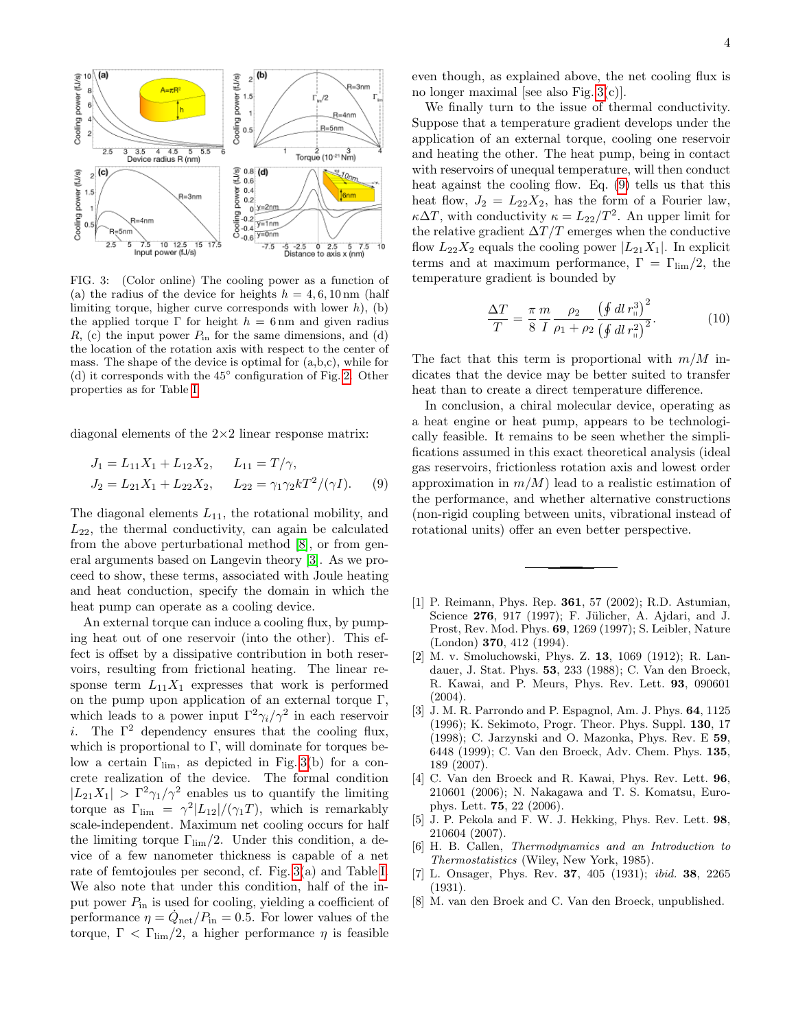(a)
Cooling power (fJ/s)
10
8
6
4
2
2.5 3 3.5 4 4.5 5 5.5 6
Device radius R (nm)
A=πR²
h

(b)
Cooling power (fJ/s)
2
1.5
1
0.5
1 2 3 4
Torque (10⁻²¹ Nm)
Γlim/2
Γlim
R=3nm
R=4nm
R=5nm

(c)
Cooling power (fJ/s)
2
1.5
1
0.5
2.5 5 7.5 10 12.5 15 17.5
Input power (fJ/s)
R=3nm
R=4nm
R=5nm

(d)
Cooling power (fJ/s)
0.8
0.6
0.4
0.2
0
-0.2
-0.4
-0.6
-7.5 -5 -2.5 0 2.5 5 7.5 10
Distance to axis x (nm)
y=2nm
y=1nm
y=0nm
10nm
6nm

FIG. 3: (Color online) The cooling power as a function of (a) the radius of the device for heights $h = 4, 6, 10\,\text{nm}$ (half limiting torque, higher curve corresponds with lower $h$), (b) the applied torque $\Gamma$ for height $h = 6\,\text{nm}$ and given radius $R$, (c) the input power $P_{\text{in}}$ for the same dimensions, and (d) the location of the rotation axis with respect to the center of mass. The shape of the device is optimal for (a,b,c), while for (d) it corresponds with the 45° configuration of Fig. 2. Other properties as for Table I.

diagonal elements of the $2\times2$ linear response matrix:

$$
\begin{aligned}
J_1 &= L_{11}X_1 + L_{12}X_2, \qquad L_{11} = T/\gamma, \\
J_2 &= L_{21}X_1 + L_{22}X_2, \qquad L_{22} = \gamma_1\gamma_2 k T^2/(\gamma I).
\end{aligned} \tag{9}
$$

The diagonal elements $L_{11}$, the rotational mobility, and $L_{22}$, the thermal conductivity, can again be calculated from the above perturbational method [8], or from general arguments based on Langevin theory [3]. As we proceed to show, these terms, associated with Joule heating and heat conduction, specify the domain in which the heat pump can operate as a cooling device.

An external torque can induce a cooling flux, by pumping heat out of one reservoir (into the other). This effect is offset by a dissipative contribution in both reservoirs, resulting from frictional heating. The linear response term $L_{11}X_1$ expresses that work is performed on the pump upon application of an external torque $\Gamma$, which leads to a power input $\Gamma^2\gamma_i/\gamma^2$ in each reservoir $i$. The $\Gamma^2$ dependency ensures that the cooling flux, which is proportional to $\Gamma$, will dominate for torques below a certain $\Gamma_{\text{lim}}$, as depicted in Fig. 3(b) for a concrete realization of the device. The formal condition $|L_{21}X_1| > \Gamma^2\gamma_1/\gamma^2$ enables us to quantify the limiting torque as $\Gamma_{\text{lim}} = \gamma^2|L_{12}|/(\gamma_1 T)$, which is remarkably scale-independent. Maximum net cooling occurs for half the limiting torque $\Gamma_{\text{lim}}/2$. Under this condition, a device of a few nanometer thickness is capable of a net rate of femtojoules per second, cf. Fig. 3(a) and Table I. We also note that under this condition, half of the input power $P_{\text{in}}$ is used for cooling, yielding a coefficient of performance $\eta = \dot{Q}_{\text{net}}/P_{\text{in}} = 0.5$. For lower values of the torque, $\Gamma < \Gamma_{\text{lim}}/2$, a higher performance $\eta$ is feasible even though, as explained above, the net cooling flux is no longer maximal [see also Fig. 3(c)].

We finally turn to the issue of thermal conductivity. Suppose that a temperature gradient develops under the application of an external torque, cooling one reservoir and heating the other. The heat pump, being in contact with reservoirs of unequal temperature, will then conduct heat against the cooling flow. Eq. (9) tells us that this heat flow, $J_2 = L_{22}X_2$, has the form of a Fourier law, $\kappa\Delta T$, with conductivity $\kappa = L_{22}/T^2$. An upper limit for the relative gradient $\Delta T/T$ emerges when the conductive flow $L_{22}X_2$ equals the cooling power $|L_{21}X_1|$. In explicit terms and at maximum performance, $\Gamma = \Gamma_{\text{lim}}/2$, the temperature gradient is bounded by

$$
\frac{\Delta T}{T} = \frac{\pi}{8}\frac{m}{I}\frac{\rho_2}{\rho_1+\rho_2}\frac{\left(\oint dl\, r_{\shortparallel}^3\right)^2}{\left(\oint dl\, r_{\shortparallel}^2\right)^2}. \tag{10}
$$

The fact that this term is proportional with $m/M$ indicates that the device may be better suited to transfer heat than to create a direct temperature difference.

In conclusion, a chiral molecular device, operating as a heat engine or heat pump, appears to be technologically feasible. It remains to be seen whether the simplifications assumed in this exact theoretical analysis (ideal gas reservoirs, frictionless rotation axis and lowest order approximation in $m/M$) lead to a realistic estimation of the performance, and whether alternative constructions (non-rigid coupling between units, vibrational instead of rotational units) offer an even better perspective.

---

[1] P. Reimann, Phys. Rep. **361**, 57 (2002); R.D. Astumian, Science **276**, 917 (1997); F. Jülicher, A. Ajdari, and J. Prost, Rev. Mod. Phys. **69**, 1269 (1997); S. Leibler, Nature (London) **370**, 412 (1994).

[2] M. v. Smoluchowski, Phys. Z. **13**, 1069 (1912); R. Landauer, J. Stat. Phys. **53**, 233 (1988); C. Van den Broeck, R. Kawai, and P. Meurs, Phys. Rev. Lett. **93**, 090601 (2004).

[3] J. M. R. Parrondo and P. Espagnol, Am. J. Phys. **64**, 1125 (1996); K. Sekimoto, Progr. Theor. Phys. Suppl. **130**, 17 (1998); C. Jarzynski and O. Mazonka, Phys. Rev. E **59**, 6448 (1999); C. Van den Broeck, Adv. Chem. Phys. **135**, 189 (2007).

[4] C. Van den Broeck and R. Kawai, Phys. Rev. Lett. **96**, 210601 (2006); N. Nakagawa and T. S. Komatsu, Europhys. Lett. **75**, 22 (2006).

[5] J. P. Pekola and F. W. J. Hekking, Phys. Rev. Lett. **98**, 210604 (2007).

[6] H. B. Callen, *Thermodynamics and an Introduction to Thermostatistics* (Wiley, New York, 1985).

[7] L. Onsager, Phys. Rev. **37**, 405 (1931); *ibid.* **38**, 2265 (1931).

[8] M. van den Broek and C. Van den Broeck, unpublished.